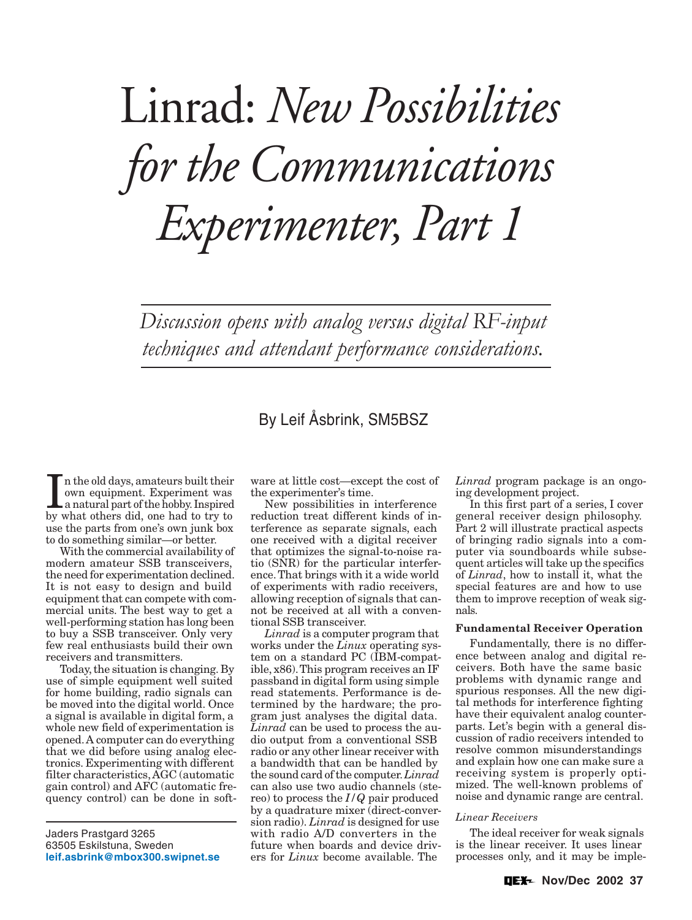# Linrad: *New Possibilities for the Communications Experimenter, Part 1*

*Discussion opens with analog versus digital RF-input techniques and attendant performance considerations.*

By Leif Åsbrink, SM5BSZ

In the old days, amateurs built their own equipment. Experiment was a natural part of the hobby. Inspired by what others did, one had to try to use the parts from one's own junk box to do something similar—or better.

With the commercial availability of modern amateur SSB transceivers, the need for experimentation declined. It is not easy to design and build equipment that can compete with commercial units. The best way to get a well-performing station has long been to buy a SSB transceiver. Only very few real enthusiasts build their own receivers and transmitters.

Today, the situation is changing. By use of simple equipment well suited for home building, radio signals can be moved into the digital world. Once a signal is available in digital form, a whole new field of experimentation is opened. A computer can do everything that we did before using analog electronics. Experimenting with different filter characteristics, AGC (automatic gain control) and AFC (automatic frequency control) can be done in software at little cost—except the cost of the experimenter's time.

New possibilities in interference reduction treat different kinds of interference as separate signals, each one received with a digital receiver that optimizes the signal-to-noise ratio (SNR) for the particular interference. That brings with it a wide world of experiments with radio receivers, allowing reception of signals that cannot be received at all with a conventional SSB transceiver.

*Linrad* is a computer program that works under the *Linux* operating system on a standard PC (IBM-compatible, x86). This program receives an IF passband in digital form using simple read statements. Performance is determined by the hardware; the program just analyses the digital data. *Linrad* can be used to process the audio output from a conventional SSB radio or any other linear receiver with a bandwidth that can be handled by the sound card of the computer. *Linrad* can also use two audio channels (stereo) to process the $I/Q$ pair produced by a quadrature mixer (direct-conversion radio). *Linrad* is designed for use with radio A/D converters in the future when boards and device drivers for *Linux* become available. The *Linrad* program package is an ongoing development project.

In this first part of a series, I cover general receiver design philosophy. Part 2 will illustrate practical aspects of bringing radio signals into a computer via soundboards while subsequent articles will take up the specifics of *Linrad*, how to install it, what the special features are and how to use them to improve reception of weak signals.

### Fundamental Receiver Operation

Fundamentally, there is no difference between analog and digital receivers. Both have the same basic problems with dynamic range and spurious responses. All the new digital methods for interference fighting have their equivalent analog counterparts. Let's begin with a general discussion of radio receivers intended to resolve common misunderstandings and explain how one can make sure a receiving system is properly optimized. The well-known problems of noise and dynamic range are central.

#### *Linear Receivers*

The ideal receiver for weak signals is the linear receiver. It uses linear processes only, and it may be imple-

Jaders Prastgard 3265
63505 Eskilstuna, Sweden
**leif.asbrink@mbox300.swipnet.se**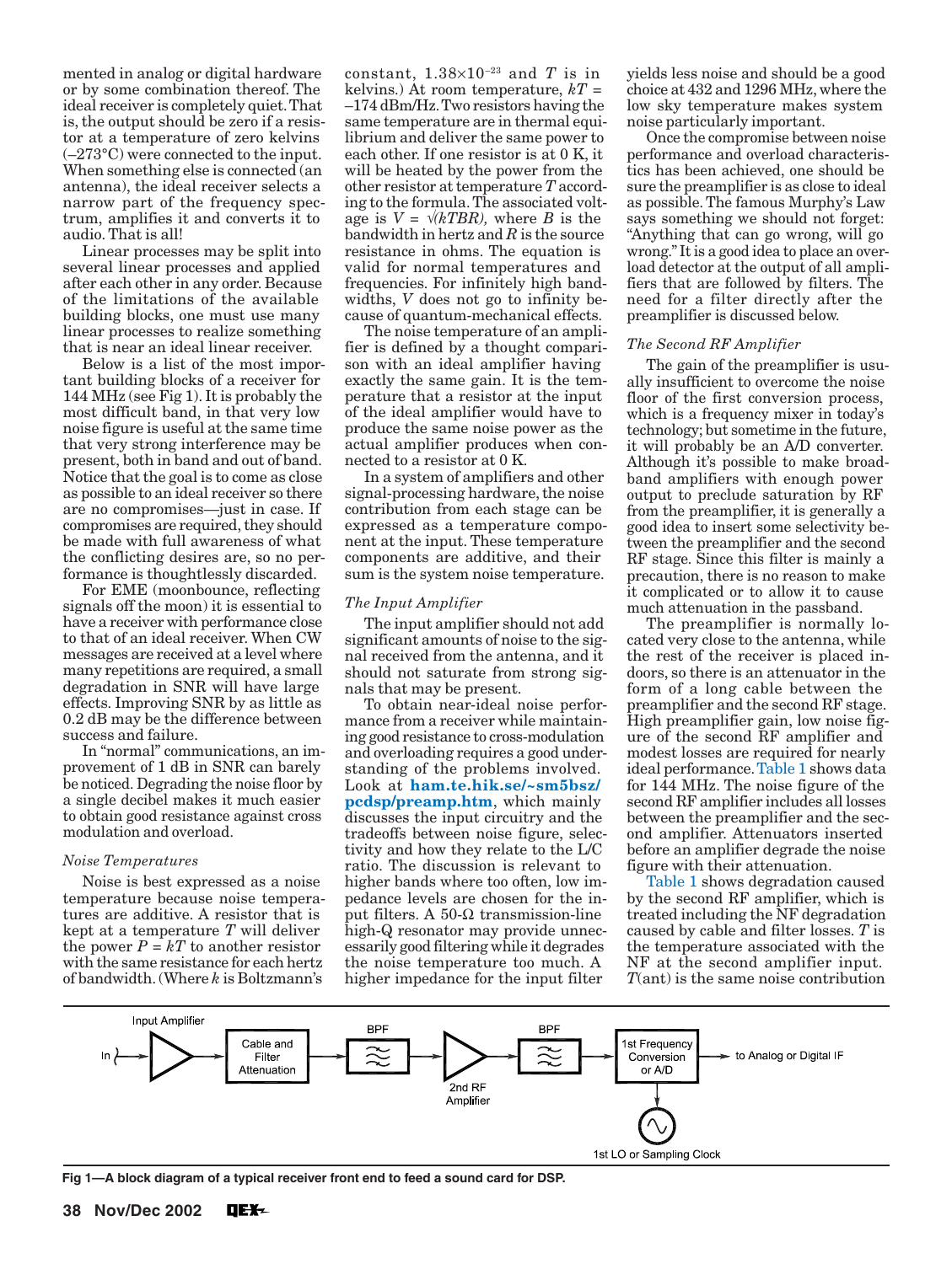mented in analog or digital hardware or by some combination thereof. The ideal receiver is completely quiet. That is, the output should be zero if a resistor at a temperature of zero kelvins (–273°C) were connected to the input. When something else is connected (an antenna), the ideal receiver selects a narrow part of the frequency spectrum, amplifies it and converts it to audio. That is all!

Linear processes may be split into several linear processes and applied after each other in any order. Because of the limitations of the available building blocks, one must use many linear processes to realize something that is near an ideal linear receiver.

Below is a list of the most important building blocks of a receiver for 144 MHz (see Fig 1). It is probably the most difficult band, in that very low noise figure is useful at the same time that very strong interference may be present, both in band and out of band. Notice that the goal is to come as close as possible to an ideal receiver so there are no compromises—just in case. If compromises are required, they should be made with full awareness of what the conflicting desires are, so no performance is thoughtlessly discarded.

For EME (moonbounce, reflecting signals off the moon) it is essential to have a receiver with performance close to that of an ideal receiver. When CW messages are received at a level where many repetitions are required, a small degradation in SNR may have large effects. Improving SNR by as little as 0.2 dB may be the difference between success and failure.

In "normal" communications, an improvement of 1 dB in SNR can barely be noticed. Degrading the noise floor by a single decibel makes it much easier to obtain good resistance against cross modulation and overload.

*Noise Temperatures*

Noise is best expressed as a noise temperature because noise temperatures are additive. A resistor that is kept at a temperature $T$ will deliver the power $P = kT$ to another resistor with the same resistance for each hertz of bandwidth. (Where $k$ is Boltzmann's constant, $1.38 \times 10^{-23}$ and $T$ is in kelvins.) At room temperature, $kT$ = –174 dBm/Hz. Two resistors having the same temperature are in thermal equilibrium and deliver the same power to each other. If one resistor is at 0 K, it will be heated by the power from the other resistor at temperature $T$ according to the formula. The associated voltage is $V = \sqrt{kTBR}$, where $B$ is the bandwidth in hertz and $R$ is the source resistance in ohms. The equation is valid for normal temperatures and frequencies. For infinitely high bandwidths, $V$ does not go to infinity because of quantum-mechanical effects.

The noise temperature of an amplifier is defined by a thought comparison with an ideal amplifier having exactly the same gain. It is the temperature that a resistor at the input of the ideal amplifier would have to produce the same noise power as the actual amplifier produces when connected to a resistor at 0 K.

In a system of amplifiers and other signal-processing hardware, the noise contribution from each stage can be expressed as a temperature component at the input. These temperature components are additive, and their sum is the system noise temperature.

*The Input Amplifier*

The input amplifier should not add significant amounts of noise to the signal received from the antenna, and it should not saturate from strong signals that may be present.

To obtain near-ideal noise performance from a receiver while maintaining good resistance to cross-modulation and overloading requires a good understanding of the problems involved. Look at **ham.te.hik.se/~sm5bsz/pcdsp/preamp.htm**, which mainly discusses the input circuitry and the tradeoffs between noise figure, selectivity and how they relate to the L/C ratio. The discussion is relevant to higher bands where too often, low impedance levels are chosen for the input filters. A 50-Ω transmission-line high-Q resonator may provide unnecessarily good filtering while it degrades the noise temperature too much. A higher impedance for the input filter yields less noise and should be a good choice at 432 and 1296 MHz, where the low sky temperature makes system noise particularly important.

Once the compromise between noise performance and overload characteristics has been achieved, one should be sure the preamplifier is as close to ideal as possible. The famous Murphy's Law says something we should not forget: "Anything that can go wrong, will go wrong." It is a good idea to place an overload detector at the output of all amplifiers that are followed by filters. The need for a filter directly after the preamplifier is discussed below.

*The Second RF Amplifier*

The gain of the preamplifier is usually insufficient to overcome the noise floor of the first conversion process, which is a frequency mixer in today's technology; but sometime in the future, it will probably be an A/D converter. Although it's possible to make broadband amplifiers with enough power output to preclude saturation by RF from the preamplifier, it is generally a good idea to insert some selectivity between the preamplifier and the second RF stage. Since this filter is mainly a precaution, there is no reason to make it complicated or to allow it to cause much attenuation in the passband.

The preamplifier is normally located very close to the antenna, while the rest of the receiver is placed indoors, so there is an attenuator in the form of a long cable between the preamplifier and the second RF stage. High preamplifier gain, low noise figure of the second RF amplifier and modest losses are required for nearly ideal performance. Table 1 shows data for 144 MHz. The noise figure of the second RF amplifier includes all losses between the preamplifier and the second amplifier. Attenuators inserted before an amplifier degrade the noise figure with their attenuation.

Table 1 shows degradation caused by the second RF amplifier, which is treated including the NF degradation caused by cable and filter losses. $T$ is the temperature associated with the NF at the second amplifier input. $T$(ant) is the same noise contribution

**Fig 1—A block diagram of a typical receiver front end to feed a sound card for DSP.**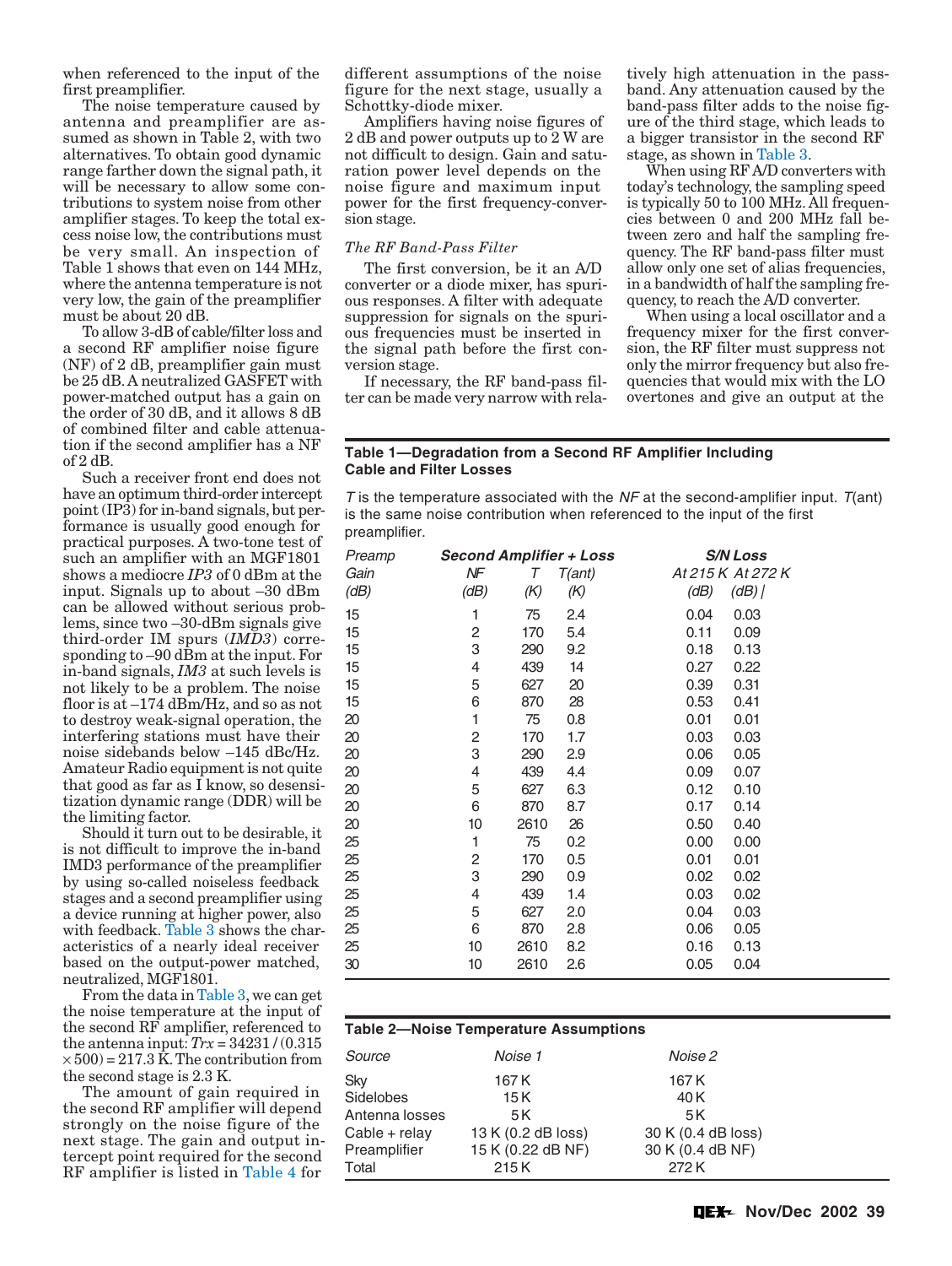when referenced to the input of the first preamplifier.

The noise temperature caused by antenna and preamplifier are assumed as shown in Table 2, with two alternatives. To obtain good dynamic range farther down the signal path, it will be necessary to allow some contributions to system noise from other amplifier stages. To keep the total excess noise low, the contributions must be very small. An inspection of Table 1 shows that even on 144 MHz, where the antenna temperature is not very low, the gain of the preamplifier must be about 20 dB.

To allow 3-dB of cable/filter loss and a second RF amplifier noise figure (NF) of 2 dB, preamplifier gain must be 25 dB. A neutralized GASFET with power-matched output has a gain on the order of 30 dB, and it allows 8 dB of combined filter and cable attenuation if the second amplifier has a NF of 2 dB.

Such a receiver front end does not have an optimum third-order intercept point (IP3) for in-band signals, but performance is usually good enough for practical purposes. A two-tone test of such an amplifier with an MGF1801 shows a mediocre *IP3* of 0 dBm at the input. Signals up to about –30 dBm can be allowed without serious problems, since two –30-dBm signals give third-order IM spurs (*IMD3*) corresponding to –90 dBm at the input. For in-band signals, *IM3* at such levels is not likely to be a problem. The noise floor is at –174 dBm/Hz, and so as not to destroy weak-signal operation, the interfering stations must have their noise sidebands below –145 dBc/Hz. Amateur Radio equipment is not quite that good as far as I know, so desensitization dynamic range (DDR) will be the limiting factor.

Should it turn out to be desirable, it is not difficult to improve the in-band IMD3 performance of the preamplifier by using so-called noiseless feedback stages and a second preamplifier using a device running at higher power, also with feedback. Table 3 shows the characteristics of a nearly ideal receiver based on the output-power matched, neutralized, MGF1801.

From the data in Table 3, we can get the noise temperature at the input of the second RF amplifier, referenced to the antenna input: $Trx = 34231 / (0.315 \times 500) = 217.3$ K. The contribution from the second stage is 2.3 K.

The amount of gain required in the second RF amplifier will depend strongly on the noise figure of the next stage. The gain and output intercept point required for the second RF amplifier is listed in Table 4 for different assumptions of the noise figure for the next stage, usually a Schottky-diode mixer.

Amplifiers having noise figures of 2 dB and power outputs up to 2 W are not difficult to design. Gain and saturation power level depends on the noise figure and maximum input power for the first frequency-conversion stage.

### *The RF Band-Pass Filter*

The first conversion, be it an A/D converter or a diode mixer, has spurious responses. A filter with adequate suppression for signals on the spurious frequencies must be inserted in the signal path before the first conversion stage.

If necessary, the RF band-pass filter can be made very narrow with relatively high attenuation in the passband. Any attenuation caused by the band-pass filter adds to the noise figure of the third stage, which leads to a bigger transistor in the second RF stage, as shown in Table 3.

When using RF A/D converters with today's technology, the sampling speed is typically 50 to 100 MHz. All frequencies between 0 and 200 MHz fall between zero and half the sampling frequency. The RF band-pass filter must allow only one set of alias frequencies, in a bandwidth of half the sampling frequency, to reach the A/D converter.

When using a local oscillator and a frequency mixer for the first conversion, the RF filter must suppress not only the mirror frequency but also frequencies that would mix with the LO overtones and give an output at the

**Table 1—Degradation from a Second RF Amplifier Including Cable and Filter Losses**

*T* is the temperature associated with the *NF* at the second-amplifier input. *T*(ant) is the same noise contribution when referenced to the input of the first preamplifier.

| Preamp Gain (dB) | Second Amplifier + Loss NF (dB) | T (K) | T(ant) (K) | S/N Loss At 215 K (dB) | At 272 K (dB) |
|---|---|---|---|---|---|
| 15 | 1 | 75 | 2.4 | 0.04 | 0.03 |
| 15 | 2 | 170 | 5.4 | 0.11 | 0.09 |
| 15 | 3 | 290 | 9.2 | 0.18 | 0.13 |
| 15 | 4 | 439 | 14 | 0.27 | 0.22 |
| 15 | 5 | 627 | 20 | 0.39 | 0.31 |
| 15 | 6 | 870 | 28 | 0.53 | 0.41 |
| 20 | 1 | 75 | 0.8 | 0.01 | 0.01 |
| 20 | 2 | 170 | 1.7 | 0.03 | 0.03 |
| 20 | 3 | 290 | 2.9 | 0.06 | 0.05 |
| 20 | 4 | 439 | 4.4 | 0.09 | 0.07 |
| 20 | 5 | 627 | 6.3 | 0.12 | 0.10 |
| 20 | 6 | 870 | 8.7 | 0.17 | 0.14 |
| 20 | 10 | 2610 | 26 | 0.50 | 0.40 |
| 25 | 1 | 75 | 0.2 | 0.00 | 0.00 |
| 25 | 2 | 170 | 0.5 | 0.01 | 0.01 |
| 25 | 3 | 290 | 0.9 | 0.02 | 0.02 |
| 25 | 4 | 439 | 1.4 | 0.03 | 0.02 |
| 25 | 5 | 627 | 2.0 | 0.04 | 0.03 |
| 25 | 6 | 870 | 2.8 | 0.06 | 0.05 |
| 25 | 10 | 2610 | 8.2 | 0.16 | 0.13 |
| 30 | 10 | 2610 | 2.6 | 0.05 | 0.04 |

**Table 2—Noise Temperature Assumptions**

| Source | Noise 1 | Noise 2 |
|---|---|---|
| Sky | 167 K | 167 K |
| Sidelobes | 15 K | 40 K |
| Antenna losses | 5 K | 5 K |
| Cable + relay | 13 K (0.2 dB loss) | 30 K (0.4 dB loss) |
| Preamplifier | 15 K (0.22 dB NF) | 30 K (0.4 dB NF) |
| Total | 215 K | 272 K |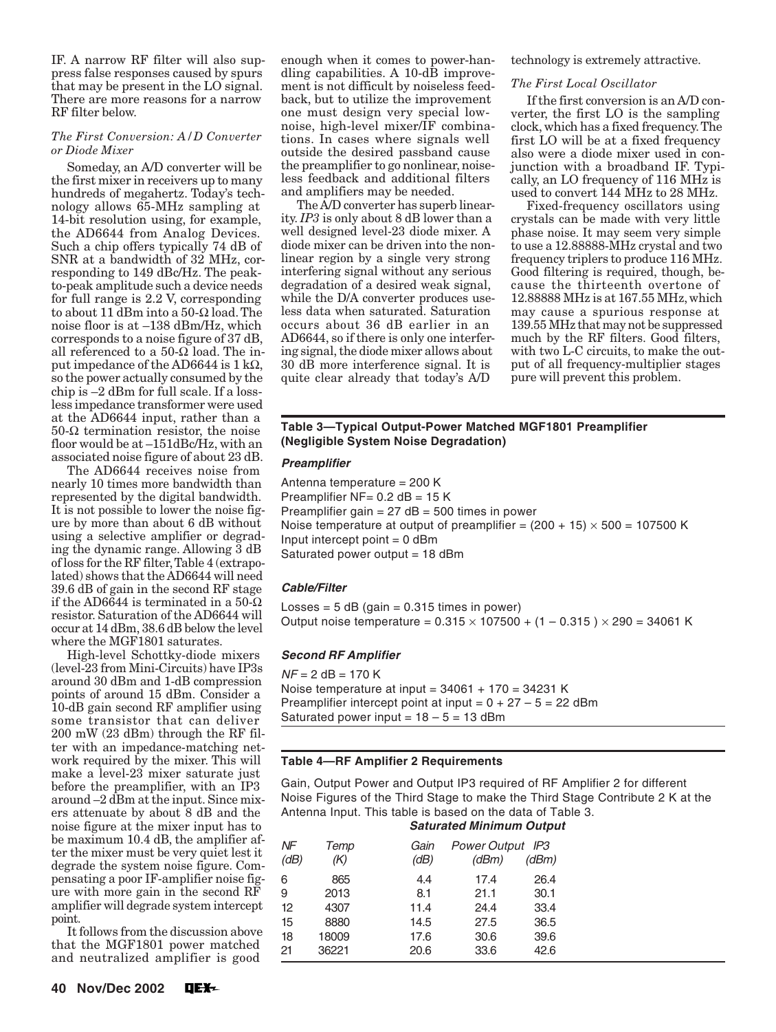IF. A narrow RF filter will also suppress false responses caused by spurs that may be present in the LO signal. There are more reasons for a narrow RF filter below.

*The First Conversion: A/D Converter or Diode Mixer*

Someday, an A/D converter will be the first mixer in receivers up to many hundreds of megahertz. Today's technology allows 65-MHz sampling at 14-bit resolution using, for example, the AD6644 from Analog Devices. Such a chip offers typically 74 dB of SNR at a bandwidth of 32 MHz, corresponding to 149 dBc/Hz. The peak-to-peak amplitude such a device needs for full range is 2.2 V, corresponding to about 11 dBm into a 50-Ω load. The noise floor is at –138 dBm/Hz, which corresponds to a noise figure of 37 dB, all referenced to a 50-Ω load. The input impedance of the AD6644 is 1 kΩ, so the power actually consumed by the chip is –2 dBm for full scale. If a lossless impedance transformer were used at the AD6644 input, rather than a 50-Ω termination resistor, the noise floor would be at –151dBc/Hz, with an associated noise figure of about 23 dB.

The AD6644 receives noise from nearly 10 times more bandwidth than represented by the digital bandwidth. It is not possible to lower the noise figure by more than about 6 dB without using a selective amplifier or degrading the dynamic range. Allowing 3 dB of loss for the RF filter, Table 4 (extrapolated) shows that the AD6644 will need 39.6 dB of gain in the second RF stage if the AD6644 is terminated in a 50-Ω resistor. Saturation of the AD6644 will occur at 14 dBm, 38.6 dB below the level where the MGF1801 saturates.

High-level Schottky-diode mixers (level-23 from Mini-Circuits) have IP3s around 30 dBm and 1-dB compression points of around 15 dBm. Consider a 10-dB gain second RF amplifier using some transistor that can deliver 200 mW (23 dBm) through the RF filter with an impedance-matching network required by the mixer. This will make a level-23 mixer saturate just before the preamplifier, with an IP3 around –2 dBm at the input. Since mixers attenuate by about 8 dB and the noise figure at the mixer input has to be maximum 10.4 dB, the amplifier after the mixer must be very quiet lest it degrade the system noise figure. Compensating a poor IF-amplifier noise figure with more gain in the second RF amplifier will degrade system intercept point.

It follows from the discussion above that the MGF1801 power matched and neutralized amplifier is good enough when it comes to power-handling capabilities. A 10-dB improvement is not difficult by noiseless feedback, but to utilize the improvement one must design very special low-noise, high-level mixer/IF combinations. In cases where signals well outside the desired passband cause the preamplifier to go nonlinear, noiseless feedback and additional filters and amplifiers may be needed.

The A/D converter has superb linearity. *IP3* is only about 8 dB lower than a well designed level-23 diode mixer. A diode mixer can be driven into the nonlinear region by a single very strong interfering signal without any serious degradation of a desired weak signal, while the D/A converter produces useless data when saturated. Saturation occurs about 36 dB earlier in an AD6644, so if there is only one interfering signal, the diode mixer allows about 30 dB more interference signal. It is quite clear already that today's A/D technology is extremely attractive.

*The First Local Oscillator*

If the first conversion is an A/D converter, the first LO is the sampling clock, which has a fixed frequency. The first LO will be at a fixed frequency also were a diode mixer used in conjunction with a broadband IF. Typically, an LO frequency of 116 MHz is used to convert 144 MHz to 28 MHz.

Fixed-frequency oscillators using crystals can be made with very little phase noise. It may seem very simple to use a 12.88888-MHz crystal and two frequency triplers to produce 116 MHz. Good filtering is required, though, because the thirteenth overtone of 12.88888 MHz is at 167.55 MHz, which may cause a spurious response at 139.55 MHz that may not be suppressed much by the RF filters. Good filters, with two L-C circuits, to make the output of all frequency-multiplier stages pure will prevent this problem.

**Table 3—Typical Output-Power Matched MGF1801 Preamplifier (Negligible System Noise Degradation)**

***Preamplifier***

Antenna temperature = 200 K
Preamplifier NF= 0.2 dB = 15 K
Preamplifier gain = 27 dB = 500 times in power
Noise temperature at output of preamplifier = $(200 + 15) \times 500$ = 107500 K
Input intercept point = 0 dBm
Saturated power output = 18 dBm

***Cable/Filter***

Losses = 5 dB (gain = 0.315 times in power)
Output noise temperature = $0.315 \times 107500 + (1 - 0.315) \times 290$ = 34061 K

***Second RF Amplifier***

*NF* = 2 dB = 170 K
Noise temperature at input = 34061 + 170 = 34231 K
Preamplifier intercept point at input = 0 + 27 – 5 = 22 dBm
Saturated power input = 18 – 5 = 13 dBm

**Table 4—RF Amplifier 2 Requirements**

Gain, Output Power and Output IP3 required of RF Amplifier 2 for different Noise Figures of the Third Stage to make the Third Stage Contribute 2 K at the Antenna Input. This table is based on the data of Table 3.

| | | | *Saturated Minimum Output* | |
|---|---|---|---|---|
| *NF (dB)* | *Temp (K)* | *Gain (dB)* | *Power Output (dBm)* | *IP3 (dBm)* |
| 6 | 865 | 4.4 | 17.4 | 26.4 |
| 9 | 2013 | 8.1 | 21.1 | 30.1 |
| 12 | 4307 | 11.4 | 24.4 | 33.4 |
| 15 | 8880 | 14.5 | 27.5 | 36.5 |
| 18 | 18009 | 17.6 | 30.6 | 39.6 |
| 21 | 36221 | 20.6 | 33.6 | 42.6 |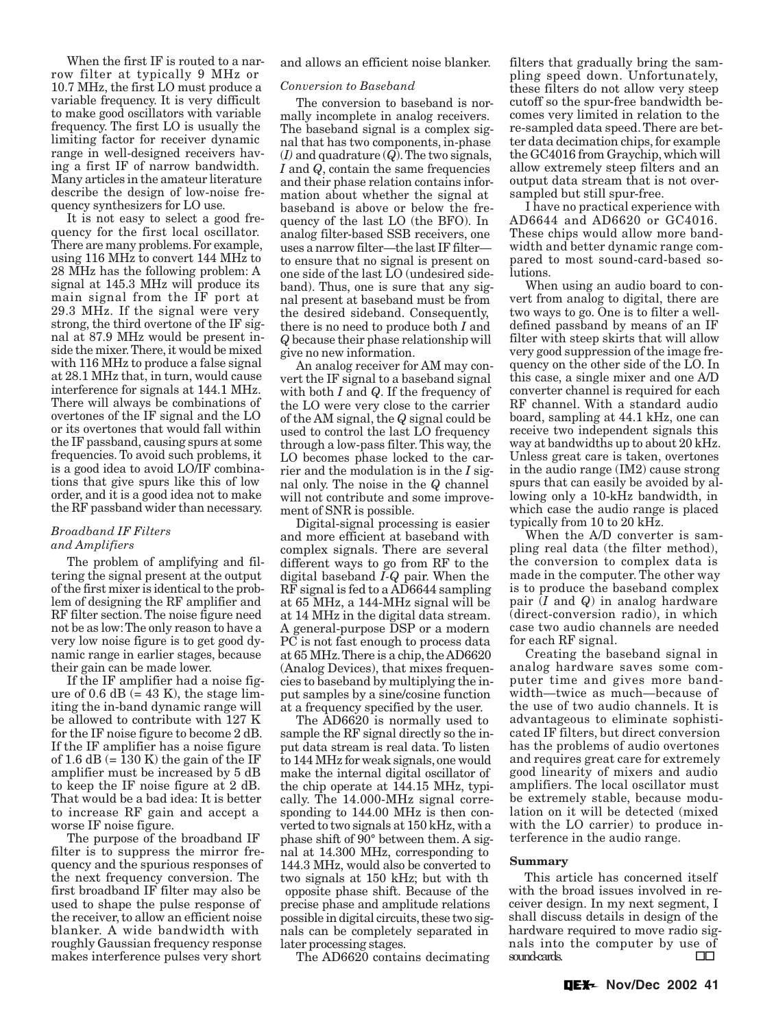When the first IF is routed to a narrow filter at typically 9 MHz or 10.7 MHz, the first LO must produce a variable frequency. It is very difficult to make good oscillators with variable frequency. The first LO is usually the limiting factor for receiver dynamic range in well-designed receivers having a first IF of narrow bandwidth. Many articles in the amateur literature describe the design of low-noise frequency synthesizers for LO use.

It is not easy to select a good frequency for the first local oscillator. There are many problems. For example, using 116 MHz to convert 144 MHz to 28 MHz has the following problem: A signal at 145.3 MHz will produce its main signal from the IF port at 29.3 MHz. If the signal were very strong, the third overtone of the IF signal at 87.9 MHz would be present inside the mixer. There, it would be mixed with 116 MHz to produce a false signal at 28.1 MHz that, in turn, would cause interference for signals at 144.1 MHz. There will always be combinations of overtones of the IF signal and the LO or its overtones that would fall within the IF passband, causing spurs at some frequencies. To avoid such problems, it is a good idea to avoid LO/IF combinations that give spurs like this of low order, and it is a good idea not to make the RF passband wider than necessary.

### *Broadband IF Filters and Amplifiers*

The problem of amplifying and filtering the signal present at the output of the first mixer is identical to the problem of designing the RF amplifier and RF filter section. The noise figure need not be as low: The only reason to have a very low noise figure is to get good dynamic range in earlier stages, because their gain can be made lower.

If the IF amplifier had a noise figure of 0.6 dB (= 43 K), the stage limiting the in-band dynamic range will be allowed to contribute with 127 K for the IF noise figure to become 2 dB. If the IF amplifier has a noise figure of 1.6 dB (= 130 K) the gain of the IF amplifier must be increased by 5 dB to keep the IF noise figure at 2 dB. That would be a bad idea: It is better to increase RF gain and accept a worse IF noise figure.

The purpose of the broadband IF filter is to suppress the mirror frequency and the spurious responses of the next frequency conversion. The first broadband IF filter may also be used to shape the pulse response of the receiver, to allow an efficient noise blanker. A wide bandwidth with roughly Gaussian frequency response makes interference pulses very short and allows an efficient noise blanker.

### *Conversion to Baseband*

The conversion to baseband is normally incomplete in analog receivers. The baseband signal is a complex signal that has two components, in-phase (*I*) and quadrature (*Q*). The two signals, *I* and *Q*, contain the same frequencies and their phase relation contains information about whether the signal at baseband is above or below the frequency of the last LO (the BFO). In analog filter-based SSB receivers, one uses a narrow filter—the last IF filter—to ensure that no signal is present on one side of the last LO (undesired sideband). Thus, one is sure that any signal present at baseband must be from the desired sideband. Consequently, there is no need to produce both *I* and *Q* because their phase relationship will give no new information.

An analog receiver for AM may convert the IF signal to a baseband signal with both *I* and *Q*. If the frequency of the LO were very close to the carrier of the AM signal, the *Q* signal could be used to control the last LO frequency through a low-pass filter. This way, the LO becomes phase locked to the carrier and the modulation is in the *I* signal only. The noise in the *Q* channel will not contribute and some improvement of SNR is possible.

Digital-signal processing is easier and more efficient at baseband with complex signals. There are several different ways to go from RF to the digital baseband *I-Q* pair. When the RF signal is fed to a AD6644 sampling at 65 MHz, a 144-MHz signal will be at 14 MHz in the digital data stream. A general-purpose DSP or a modern PC is not fast enough to process data at 65 MHz. There is a chip, the AD6620 (Analog Devices), that mixes frequencies to baseband by multiplying the input samples by a sine/cosine function at a frequency specified by the user.

The AD6620 is normally used to sample the RF signal directly so the input data stream is real data. To listen to 144 MHz for weak signals, one would make the internal digital oscillator of the chip operate at 144.15 MHz, typically. The 14.000-MHz signal corresponding to 144.00 MHz is then converted to two signals at 150 kHz, with a phase shift of 90° between them. A signal at 14.300 MHz, corresponding to 144.3 MHz, would also be converted to two signals at 150 kHz; but with th opposite phase shift. Because of the precise phase and amplitude relations possible in digital circuits, these two signals can be completely separated in later processing stages.

The AD6620 contains decimating filters that gradually bring the sampling speed down. Unfortunately, these filters do not allow very steep cutoff so the spur-free bandwidth becomes very limited in relation to the re-sampled data speed. There are better data decimation chips, for example the GC4016 from Graychip, which will allow extremely steep filters and an output data stream that is not oversampled but still spur-free.

I have no practical experience with AD6644 and AD6620 or GC4016. These chips would allow more bandwidth and better dynamic range compared to most sound-card-based solutions.

When using an audio board to convert from analog to digital, there are two ways to go. One is to filter a well-defined passband by means of an IF filter with steep skirts that will allow very good suppression of the image frequency on the other side of the LO. In this case, a single mixer and one A/D converter channel is required for each RF channel. With a standard audio board, sampling at 44.1 kHz, one can receive two independent signals this way at bandwidths up to about 20 kHz. Unless great care is taken, overtones in the audio range (IM2) cause strong spurs that can easily be avoided by allowing only a 10-kHz bandwidth, in which case the audio range is placed typically from 10 to 20 kHz.

When the A/D converter is sampling real data (the filter method), the conversion to complex data is made in the computer. The other way is to produce the baseband complex pair (*I* and *Q*) in analog hardware (direct-conversion radio), in which case two audio channels are needed for each RF signal.

Creating the baseband signal in analog hardware saves some computer time and gives more bandwidth—twice as much—because of the use of two audio channels. It is advantageous to eliminate sophisticated IF filters, but direct conversion has the problems of audio overtones and requires great care for extremely good linearity of mixers and audio amplifiers. The local oscillator must be extremely stable, because modulation on it will be detected (mixed with the LO carrier) to produce interference in the audio range.

### Summary

This article has concerned itself with the broad issues involved in receiver design. In my next segment, I shall discuss details in design of the hardware required to move radio signals into the computer by use of sound-cards. □□